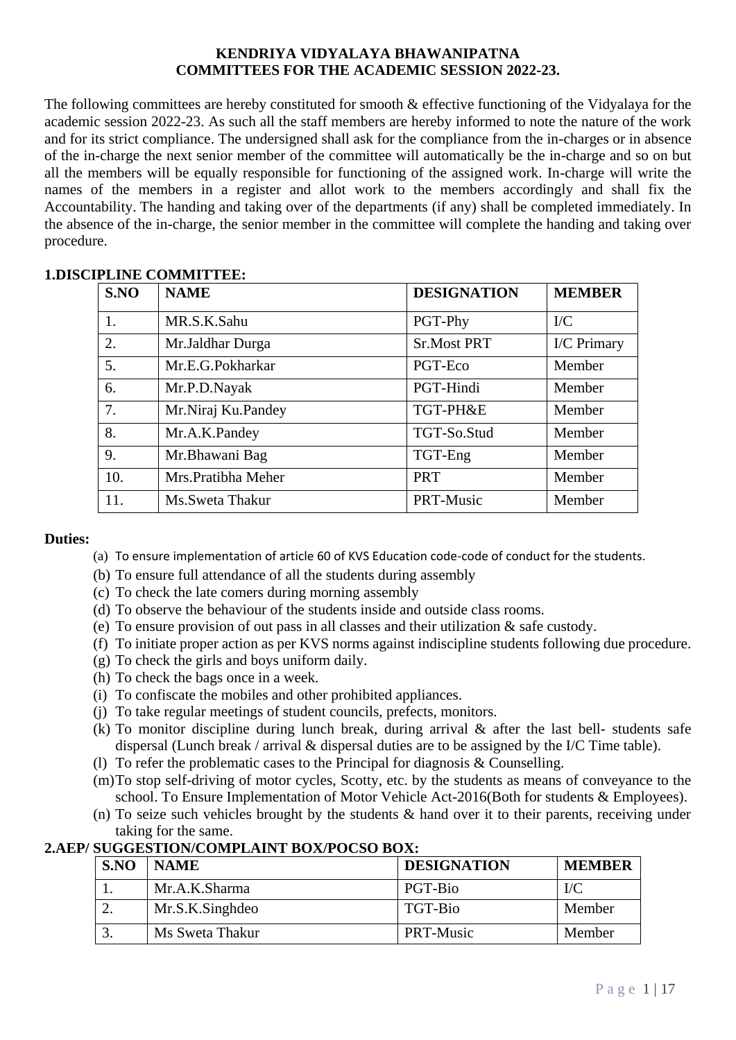# KENDRIYA VIDYALAYA BHAWANIPATNA
## COMMITTEES FOR THE ACADEMIC SESSION 2022-23.

The following committees are hereby constituted for smooth & effective functioning of the Vidyalaya for the academic session 2022-23. As such all the staff members are hereby informed to note the nature of the work and for its strict compliance. The undersigned shall ask for the compliance from the in-charges or in absence of the in-charge the next senior member of the committee will automatically be the in-charge and so on but all the members will be equally responsible for functioning of the assigned work. In-charge will write the names of the members in a register and allot work to the members accordingly and shall fix the Accountability. The handing and taking over of the departments (if any) shall be completed immediately. In the absence of the in-charge, the senior member in the committee will complete the handing and taking over procedure.

### 1.DISCIPLINE COMMITTEE:

| S.NO | NAME | DESIGNATION | MEMBER |
|---|---|---|---|
| 1. | MR.S.K.Sahu | PGT-Phy | I/C |
| 2. | Mr.Jaldhar Durga | Sr.Most PRT | I/C Primary |
| 5. | Mr.E.G.Pokharkar | PGT-Eco | Member |
| 6. | Mr.P.D.Nayak | PGT-Hindi | Member |
| 7. | Mr.Niraj Ku.Pandey | TGT-PH&E | Member |
| 8. | Mr.A.K.Pandey | TGT-So.Stud | Member |
| 9. | Mr.Bhawani Bag | TGT-Eng | Member |
| 10. | Mrs.Pratibha Meher | PRT | Member |
| 11. | Ms.Sweta Thakur | PRT-Music | Member |

**Duties:**

(a) To ensure implementation of article 60 of KVS Education code-code of conduct for the students.
(b) To ensure full attendance of all the students during assembly
(c) To check the late comers during morning assembly
(d) To observe the behaviour of the students inside and outside class rooms.
(e) To ensure provision of out pass in all classes and their utilization & safe custody.
(f) To initiate proper action as per KVS norms against indiscipline students following due procedure.
(g) To check the girls and boys uniform daily.
(h) To check the bags once in a week.
(i) To confiscate the mobiles and other prohibited appliances.
(j) To take regular meetings of student councils, prefects, monitors.
(k) To monitor discipline during lunch break, during arrival & after the last bell- students safe dispersal (Lunch break / arrival & dispersal duties are to be assigned by the I/C Time table).
(l) To refer the problematic cases to the Principal for diagnosis & Counselling.
(m) To stop self-driving of motor cycles, Scotty, etc. by the students as means of conveyance to the school. To Ensure Implementation of Motor Vehicle Act-2016(Both for students & Employees).
(n) To seize such vehicles brought by the students & hand over it to their parents, receiving under taking for the same.

### 2.AEP/ SUGGESTION/COMPLAINT BOX/POCSO BOX:

| S.NO | NAME | DESIGNATION | MEMBER |
|---|---|---|---|
| 1. | Mr.A.K.Sharma | PGT-Bio | I/C |
| 2. | Mr.S.K.Singhdeo | TGT-Bio | Member |
| 3. | Ms Sweta Thakur | PRT-Music | Member |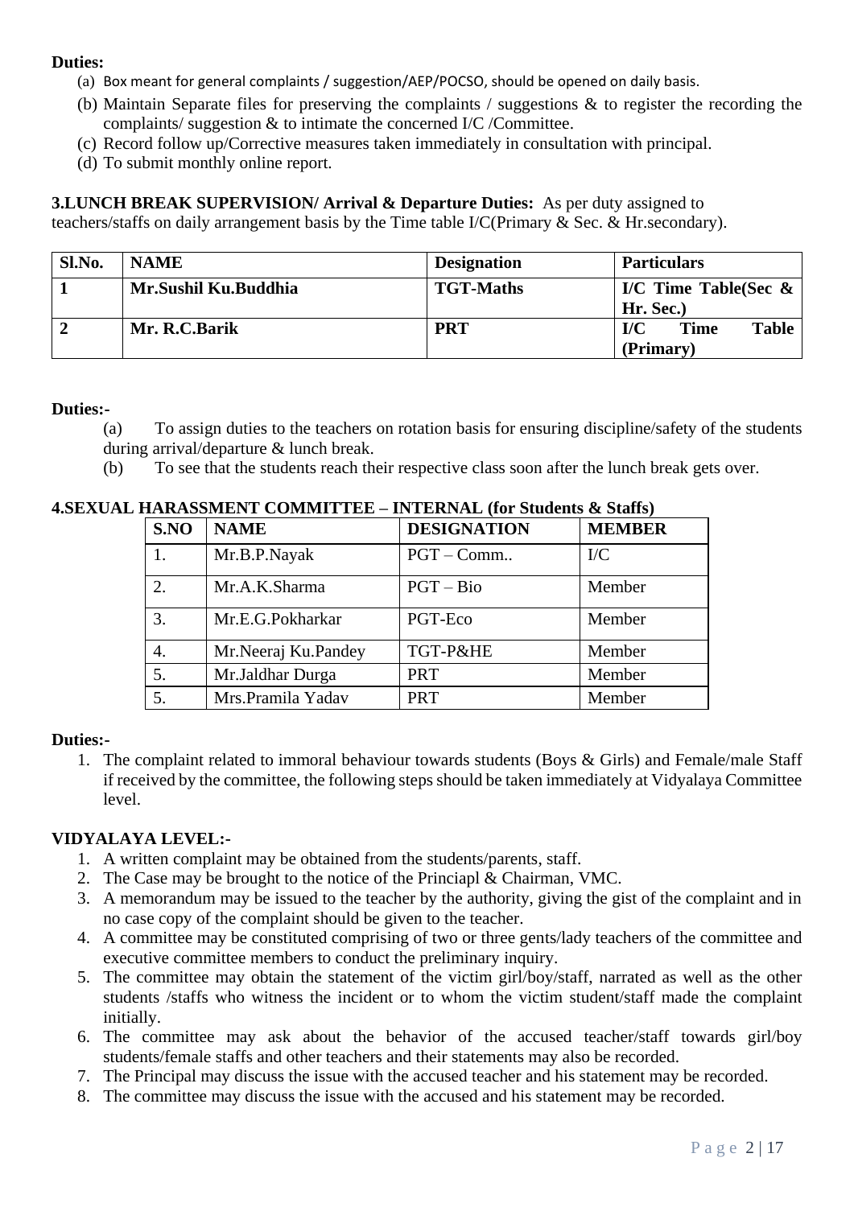**Duties:**

(a) Box meant for general complaints / suggestion/AEP/POCSO, should be opened on daily basis.
(b) Maintain Separate files for preserving the complaints / suggestions & to register the recording the complaints/ suggestion & to intimate the concerned I/C /Committee.
(c) Record follow up/Corrective measures taken immediately in consultation with principal.
(d) To submit monthly online report.

**3.LUNCH BREAK SUPERVISION/ Arrival & Departure Duties:** As per duty assigned to teachers/staffs on daily arrangement basis by the Time table I/C(Primary & Sec. & Hr.secondary).

| Sl.No. | NAME | Designation | Particulars |
|---|---|---|---|
| **1** | **Mr.Sushil Ku.Buddhia** | **TGT-Maths** | **I/C Time Table(Sec & Hr. Sec.)** |
| **2** | **Mr. R.C.Barik** | **PRT** | **I/C Time Table (Primary)** |

**Duties:-**

(a) To assign duties to the teachers on rotation basis for ensuring discipline/safety of the students during arrival/departure & lunch break.
(b) To see that the students reach their respective class soon after the lunch break gets over.

**4.SEXUAL HARASSMENT COMMITTEE – INTERNAL (for Students & Staffs)**

| S.NO | NAME | DESIGNATION | MEMBER |
|---|---|---|---|
| 1. | Mr.B.P.Nayak | PGT – Comm.. | I/C |
| 2. | Mr.A.K.Sharma | PGT – Bio | Member |
| 3. | Mr.E.G.Pokharkar | PGT-Eco | Member |
| 4. | Mr.Neeraj Ku.Pandey | TGT-P&HE | Member |
| 5. | Mr.Jaldhar Durga | PRT | Member |
| 5. | Mrs.Pramila Yadav | PRT | Member |

**Duties:-**

1. The complaint related to immoral behaviour towards students (Boys & Girls) and Female/male Staff if received by the committee, the following steps should be taken immediately at Vidyalaya Committee level.

**VIDYALAYA LEVEL:-**

1. A written complaint may be obtained from the students/parents, staff.
2. The Case may be brought to the notice of the Princiapl & Chairman, VMC.
3. A memorandum may be issued to the teacher by the authority, giving the gist of the complaint and in no case copy of the complaint should be given to the teacher.
4. A committee may be constituted comprising of two or three gents/lady teachers of the committee and executive committee members to conduct the preliminary inquiry.
5. The committee may obtain the statement of the victim girl/boy/staff, narrated as well as the other students /staffs who witness the incident or to whom the victim student/staff made the complaint initially.
6. The committee may ask about the behavior of the accused teacher/staff towards girl/boy students/female staffs and other teachers and their statements may also be recorded.
7. The Principal may discuss the issue with the accused teacher and his statement may be recorded.
8. The committee may discuss the issue with the accused and his statement may be recorded.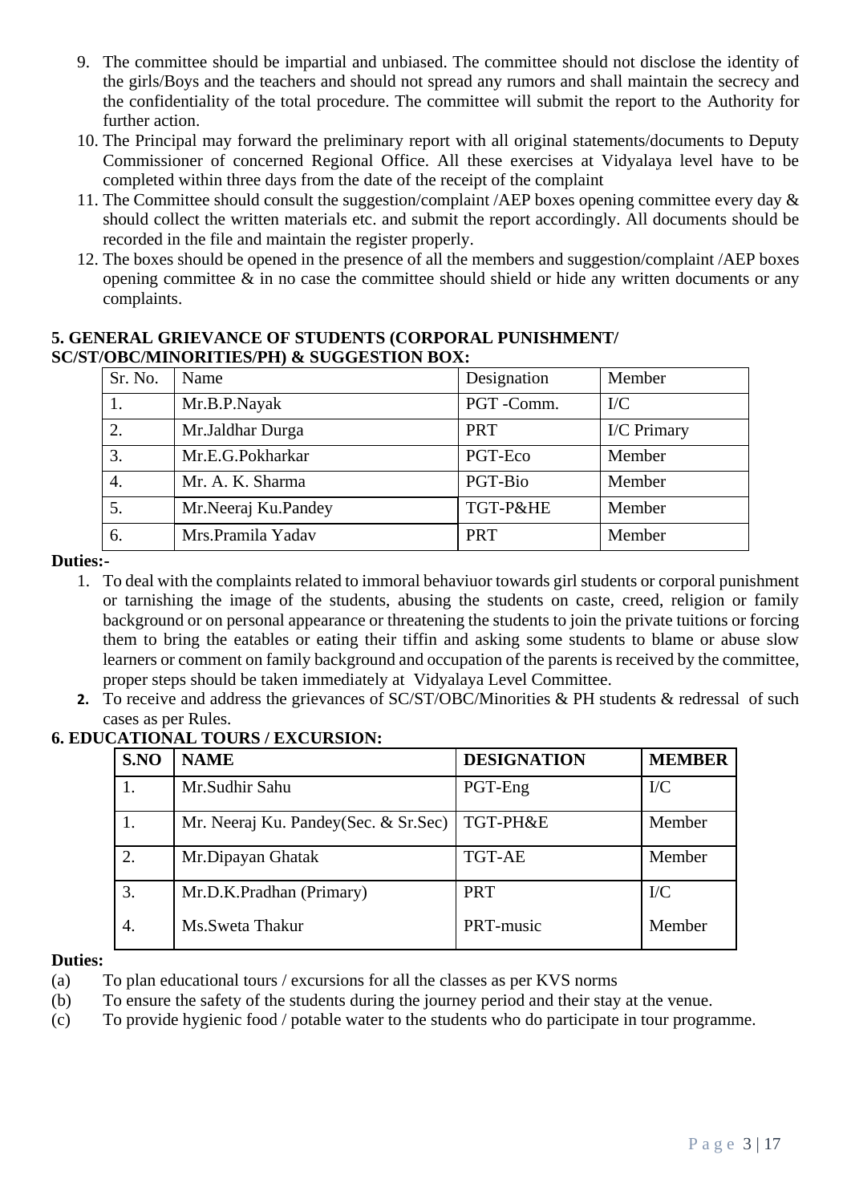9. The committee should be impartial and unbiased. The committee should not disclose the identity of the girls/Boys and the teachers and should not spread any rumors and shall maintain the secrecy and the confidentiality of the total procedure. The committee will submit the report to the Authority for further action.
10. The Principal may forward the preliminary report with all original statements/documents to Deputy Commissioner of concerned Regional Office. All these exercises at Vidyalaya level have to be completed within three days from the date of the receipt of the complaint
11. The Committee should consult the suggestion/complaint /AEP boxes opening committee every day & should collect the written materials etc. and submit the report accordingly. All documents should be recorded in the file and maintain the register properly.
12. The boxes should be opened in the presence of all the members and suggestion/complaint /AEP boxes opening committee & in no case the committee should shield or hide any written documents or any complaints.

**5. GENERAL GRIEVANCE OF STUDENTS (CORPORAL PUNISHMENT/ SC/ST/OBC/MINORITIES/PH) & SUGGESTION BOX:**

| Sr. No. | Name | Designation | Member |
|---|---|---|---|
| 1. | Mr.B.P.Nayak | PGT -Comm. | I/C |
| 2. | Mr.Jaldhar Durga | PRT | I/C Primary |
| 3. | Mr.E.G.Pokharkar | PGT-Eco | Member |
| 4. | Mr. A. K. Sharma | PGT-Bio | Member |
| 5. | Mr.Neeraj Ku.Pandey | TGT-P&HE | Member |
| 6. | Mrs.Pramila Yadav | PRT | Member |

**Duties:-**

1. To deal with the complaints related to immoral behaviuor towards girl students or corporal punishment or tarnishing the image of the students, abusing the students on caste, creed, religion or family background or on personal appearance or threatening the students to join the private tuitions or forcing them to bring the eatables or eating their tiffin and asking some students to blame or abuse slow learners or comment on family background and occupation of the parents is received by the committee, proper steps should be taken immediately at Vidyalaya Level Committee.
2. To receive and address the grievances of SC/ST/OBC/Minorities & PH students & redressal of such cases as per Rules.

**6. EDUCATIONAL TOURS / EXCURSION:**

| S.NO | NAME | DESIGNATION | MEMBER |
|---|---|---|---|
| 1. | Mr.Sudhir Sahu | PGT-Eng | I/C |
| 1. | Mr. Neeraj Ku. Pandey(Sec. & Sr.Sec) | TGT-PH&E | Member |
| 2. | Mr.Dipayan Ghatak | TGT-AE | Member |
| 3. | Mr.D.K.Pradhan (Primary) | PRT | I/C |
| 4. | Ms.Sweta Thakur | PRT-music | Member |

**Duties:**

(a) To plan educational tours / excursions for all the classes as per KVS norms

(b) To ensure the safety of the students during the journey period and their stay at the venue.

(c) To provide hygienic food / potable water to the students who do participate in tour programme.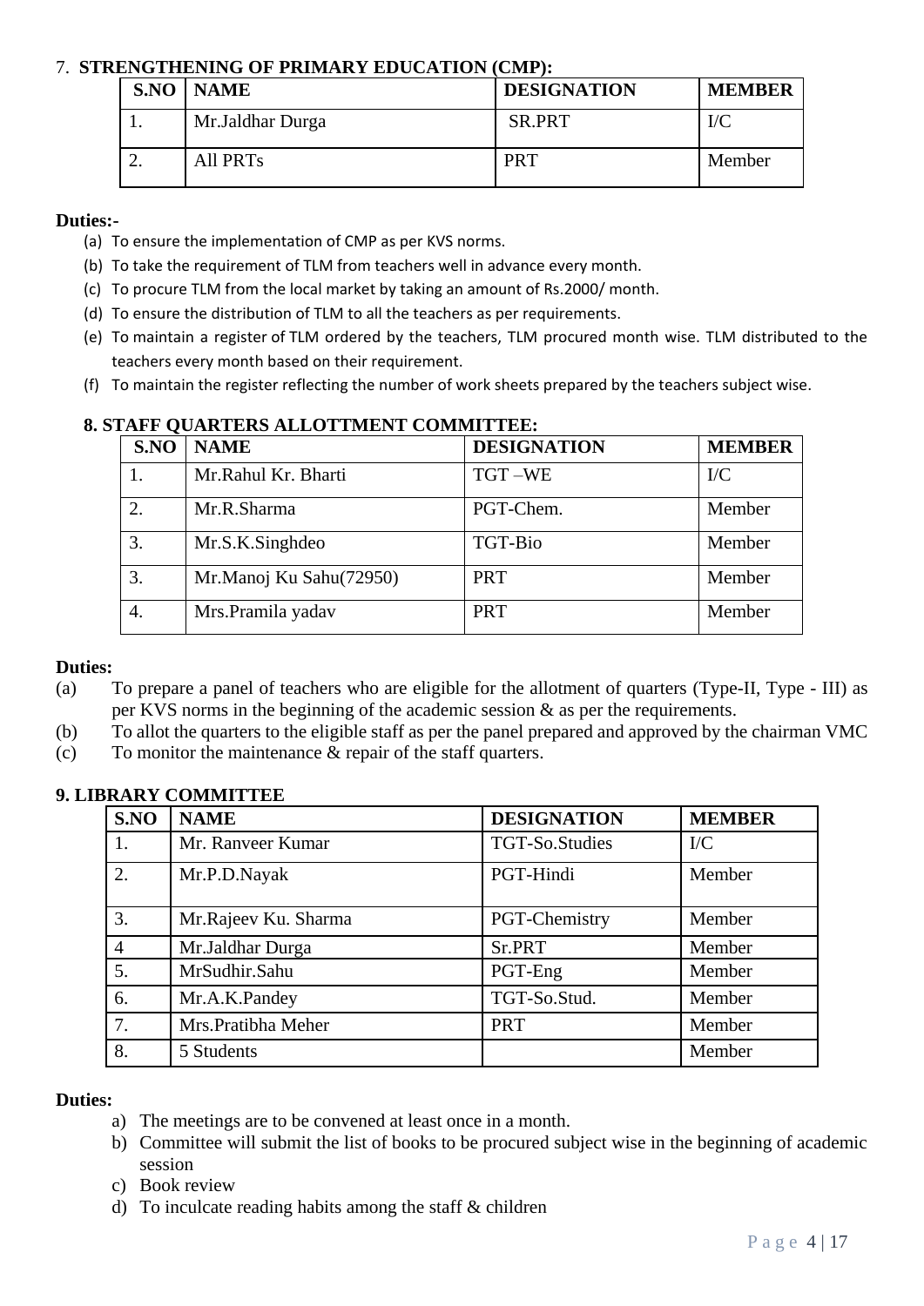## 7. STRENGTHENING OF PRIMARY EDUCATION (CMP):

| S.NO | NAME | DESIGNATION | MEMBER |
|---|---|---|---|
| 1. | Mr.Jaldhar Durga | SR.PRT | I/C |
| 2. | All PRTs | PRT | Member |

**Duties:-**

(a) To ensure the implementation of CMP as per KVS norms.
(b) To take the requirement of TLM from teachers well in advance every month.
(c) To procure TLM from the local market by taking an amount of Rs.2000/ month.
(d) To ensure the distribution of TLM to all the teachers as per requirements.
(e) To maintain a register of TLM ordered by the teachers, TLM procured month wise. TLM distributed to the teachers every month based on their requirement.
(f) To maintain the register reflecting the number of work sheets prepared by the teachers subject wise.

## 8. STAFF QUARTERS ALLOTTMENT COMMITTEE:

| S.NO | NAME | DESIGNATION | MEMBER |
|---|---|---|---|
| 1. | Mr.Rahul Kr. Bharti | TGT –WE | I/C |
| 2. | Mr.R.Sharma | PGT-Chem. | Member |
| 3. | Mr.S.K.Singhdeo | TGT-Bio | Member |
| 3. | Mr.Manoj Ku Sahu(72950) | PRT | Member |
| 4. | Mrs.Pramila yadav | PRT | Member |

**Duties:**

(a) To prepare a panel of teachers who are eligible for the allotment of quarters (Type-II, Type - III) as per KVS norms in the beginning of the academic session & as per the requirements.
(b) To allot the quarters to the eligible staff as per the panel prepared and approved by the chairman VMC
(c) To monitor the maintenance & repair of the staff quarters.

## 9. LIBRARY COMMITTEE

| S.NO | NAME | DESIGNATION | MEMBER |
|---|---|---|---|
| 1. | Mr. Ranveer Kumar | TGT-So.Studies | I/C |
| 2. | Mr.P.D.Nayak | PGT-Hindi | Member |
| 3. | Mr.Rajeev Ku. Sharma | PGT-Chemistry | Member |
| 4 | Mr.Jaldhar Durga | Sr.PRT | Member |
| 5. | MrSudhir.Sahu | PGT-Eng | Member |
| 6. | Mr.A.K.Pandey | TGT-So.Stud. | Member |
| 7. | Mrs.Pratibha Meher | PRT | Member |
| 8. | 5 Students | | Member |

**Duties:**

a) The meetings are to be convened at least once in a month.
b) Committee will submit the list of books to be procured subject wise in the beginning of academic session
c) Book review
d) To inculcate reading habits among the staff & children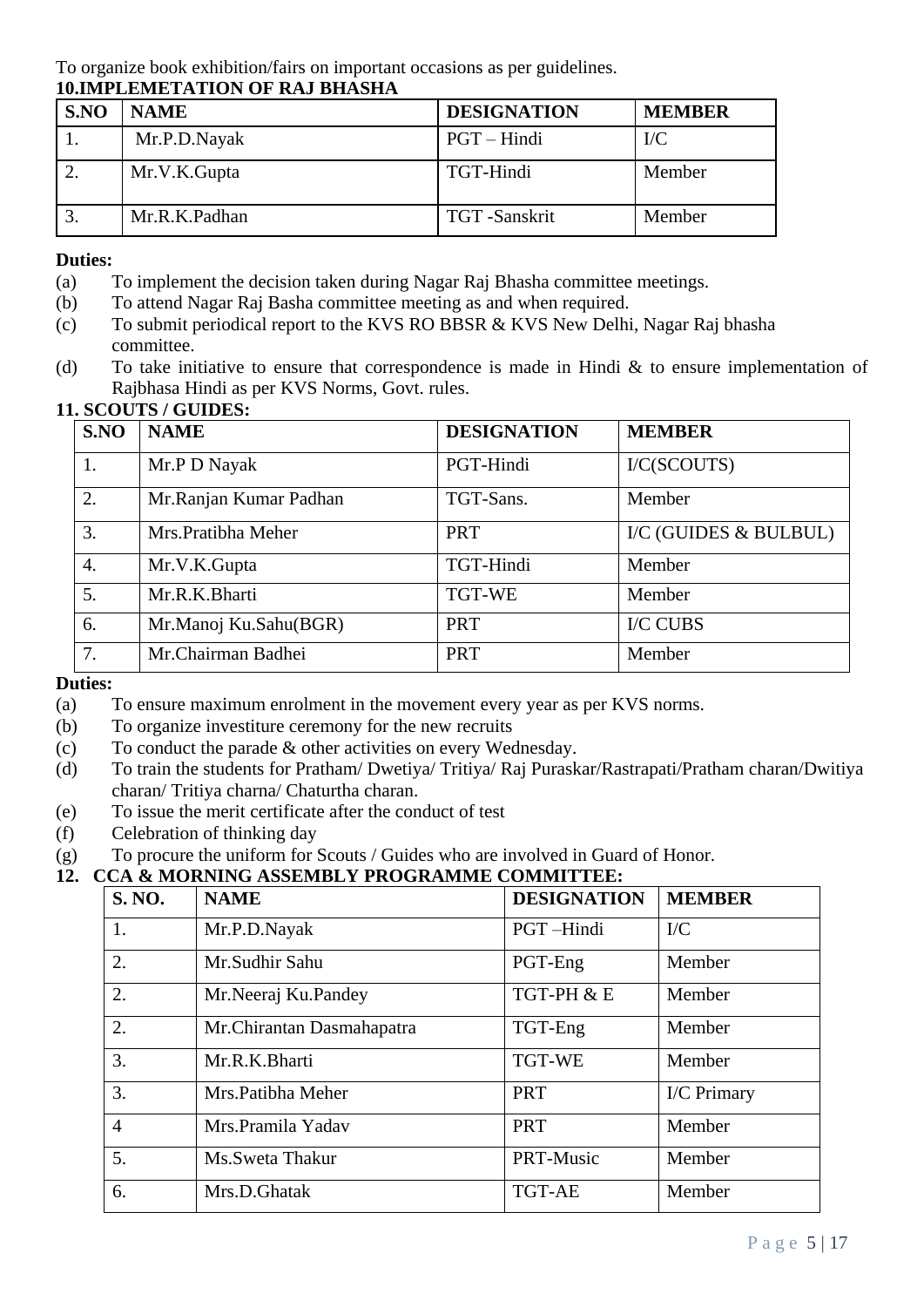To organize book exhibition/fairs on important occasions as per guidelines.

**10.IMPLEMETATION OF RAJ BHASHA**

| S.NO | NAME | DESIGNATION | MEMBER |
|---|---|---|---|
| 1. | Mr.P.D.Nayak | PGT – Hindi | I/C |
| 2. | Mr.V.K.Gupta | TGT-Hindi | Member |
| 3. | Mr.R.K.Padhan | TGT -Sanskrit | Member |

**Duties:**

(a) To implement the decision taken during Nagar Raj Bhasha committee meetings.

(b) To attend Nagar Raj Basha committee meeting as and when required.

(c) To submit periodical report to the KVS RO BBSR & KVS New Delhi, Nagar Raj bhasha committee.

(d) To take initiative to ensure that correspondence is made in Hindi & to ensure implementation of Rajbhasa Hindi as per KVS Norms, Govt. rules.

**11. SCOUTS / GUIDES:**

| S.NO | NAME | DESIGNATION | MEMBER |
|---|---|---|---|
| 1. | Mr.P D Nayak | PGT-Hindi | I/C(SCOUTS) |
| 2. | Mr.Ranjan Kumar Padhan | TGT-Sans. | Member |
| 3. | Mrs.Pratibha Meher | PRT | I/C (GUIDES & BULBUL) |
| 4. | Mr.V.K.Gupta | TGT-Hindi | Member |
| 5. | Mr.R.K.Bharti | TGT-WE | Member |
| 6. | Mr.Manoj Ku.Sahu(BGR) | PRT | I/C CUBS |
| 7. | Mr.Chairman Badhei | PRT | Member |

**Duties:**

(a) To ensure maximum enrolment in the movement every year as per KVS norms.

(b) To organize investiture ceremony for the new recruits

(c) To conduct the parade & other activities on every Wednesday.

(d) To train the students for Pratham/ Dwetiya/ Tritiya/ Raj Puraskar/Rastrapati/Pratham charan/Dwitiya charan/ Tritiya charna/ Chaturtha charan.

(e) To issue the merit certificate after the conduct of test

(f) Celebration of thinking day

(g) To procure the uniform for Scouts / Guides who are involved in Guard of Honor.

**12. CCA & MORNING ASSEMBLY PROGRAMME COMMITTEE:**

| S. NO. | NAME | DESIGNATION | MEMBER |
|---|---|---|---|
| 1. | Mr.P.D.Nayak | PGT –Hindi | I/C |
| 2. | Mr.Sudhir Sahu | PGT-Eng | Member |
| 2. | Mr.Neeraj Ku.Pandey | TGT-PH & E | Member |
| 2. | Mr.Chirantan Dasmahapatra | TGT-Eng | Member |
| 3. | Mr.R.K.Bharti | TGT-WE | Member |
| 3. | Mrs.Patibha Meher | PRT | I/C Primary |
| 4 | Mrs.Pramila Yadav | PRT | Member |
| 5. | Ms.Sweta Thakur | PRT-Music | Member |
| 6. | Mrs.D.Ghatak | TGT-AE | Member |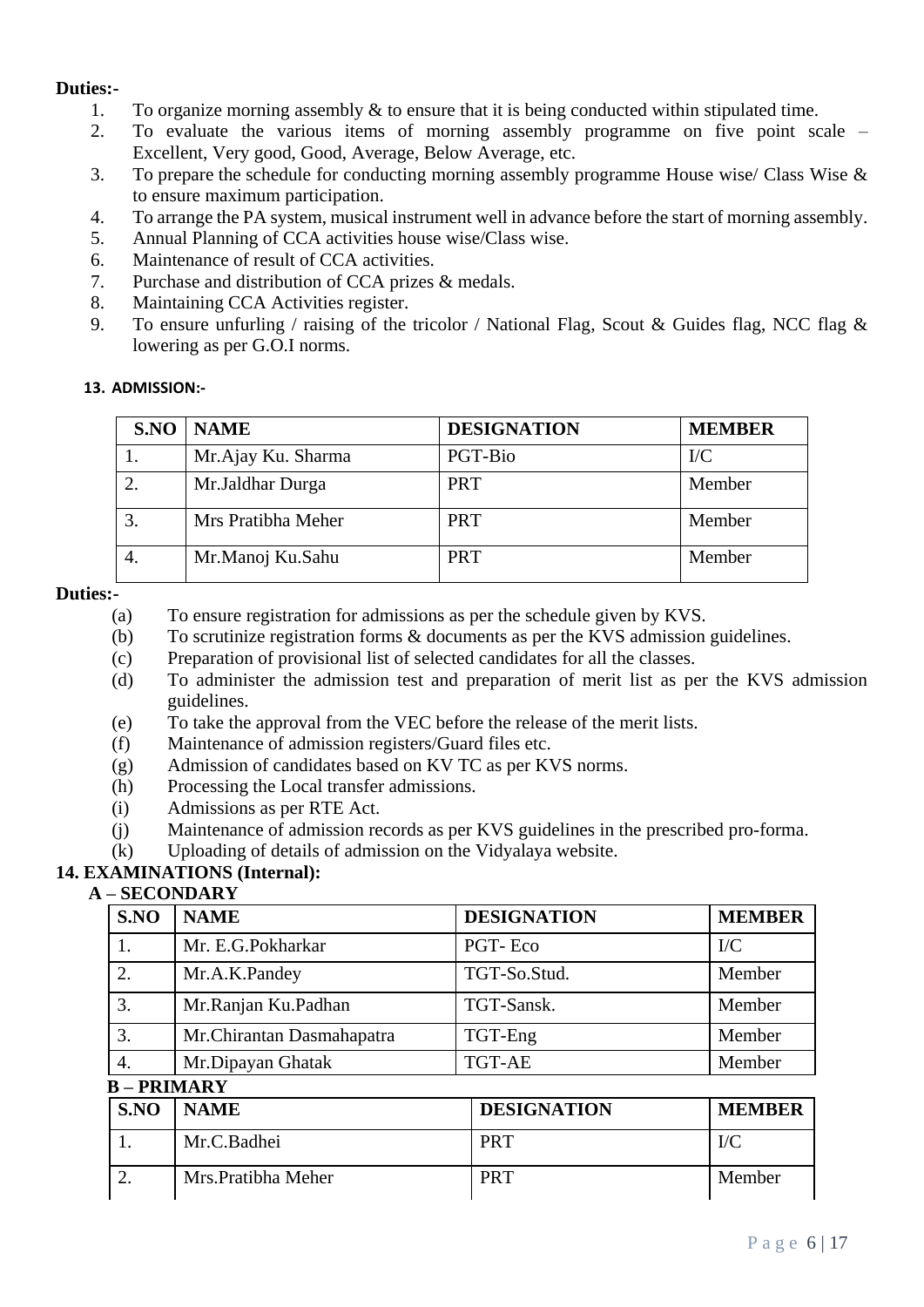**Duties:-**

1. To organize morning assembly & to ensure that it is being conducted within stipulated time.
2. To evaluate the various items of morning assembly programme on five point scale – Excellent, Very good, Good, Average, Below Average, etc.
3. To prepare the schedule for conducting morning assembly programme House wise/ Class Wise & to ensure maximum participation.
4. To arrange the PA system, musical instrument well in advance before the start of morning assembly.
5. Annual Planning of CCA activities house wise/Class wise.
6. Maintenance of result of CCA activities.
7. Purchase and distribution of CCA prizes & medals.
8. Maintaining CCA Activities register.
9. To ensure unfurling / raising of the tricolor / National Flag, Scout & Guides flag, NCC flag & lowering as per G.O.I norms.

**13. ADMISSION:-**

| S.NO | NAME | DESIGNATION | MEMBER |
|---|---|---|---|
| 1. | Mr.Ajay Ku. Sharma | PGT-Bio | I/C |
| 2. | Mr.Jaldhar Durga | PRT | Member |
| 3. | Mrs Pratibha Meher | PRT | Member |
| 4. | Mr.Manoj Ku.Sahu | PRT | Member |

**Duties:-**

(a) To ensure registration for admissions as per the schedule given by KVS.
(b) To scrutinize registration forms & documents as per the KVS admission guidelines.
(c) Preparation of provisional list of selected candidates for all the classes.
(d) To administer the admission test and preparation of merit list as per the KVS admission guidelines.
(e) To take the approval from the VEC before the release of the merit lists.
(f) Maintenance of admission registers/Guard files etc.
(g) Admission of candidates based on KV TC as per KVS norms.
(h) Processing the Local transfer admissions.
(i) Admissions as per RTE Act.
(j) Maintenance of admission records as per KVS guidelines in the prescribed pro-forma.
(k) Uploading of details of admission on the Vidyalaya website.

**14. EXAMINATIONS (Internal):**

**A – SECONDARY**

| S.NO | NAME | DESIGNATION | MEMBER |
|---|---|---|---|
| 1. | Mr. E.G.Pokharkar | PGT- Eco | I/C |
| 2. | Mr.A.K.Pandey | TGT-So.Stud. | Member |
| 3. | Mr.Ranjan Ku.Padhan | TGT-Sansk. | Member |
| 3. | Mr.Chirantan Dasmahapatra | TGT-Eng | Member |
| 4. | Mr.Dipayan Ghatak | TGT-AE | Member |

**B – PRIMARY**

| S.NO | NAME | DESIGNATION | MEMBER |
|---|---|---|---|
| 1. | Mr.C.Badhei | PRT | I/C |
| 2. | Mrs.Pratibha Meher | PRT | Member |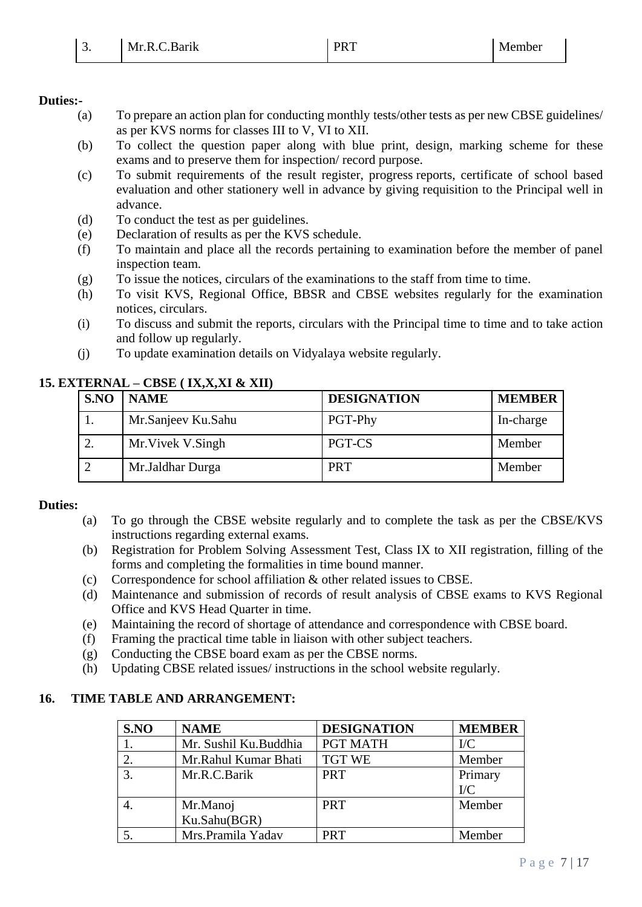| 3. | Mr.R.C.Barik | PRT | Member |
|---|---|---|---|

**Duties:-**

- (a) To prepare an action plan for conducting monthly tests/other tests as per new CBSE guidelines/ as per KVS norms for classes III to V, VI to XII.
- (b) To collect the question paper along with blue print, design, marking scheme for these exams and to preserve them for inspection/ record purpose.
- (c) To submit requirements of the result register, progress reports, certificate of school based evaluation and other stationery well in advance by giving requisition to the Principal well in advance.
- (d) To conduct the test as per guidelines.
- (e) Declaration of results as per the KVS schedule.
- (f) To maintain and place all the records pertaining to examination before the member of panel inspection team.
- (g) To issue the notices, circulars of the examinations to the staff from time to time.
- (h) To visit KVS, Regional Office, BBSR and CBSE websites regularly for the examination notices, circulars.
- (i) To discuss and submit the reports, circulars with the Principal time to time and to take action and follow up regularly.
- (j) To update examination details on Vidyalaya website regularly.

**15. EXTERNAL – CBSE ( IX,X,XI & XII)**

| S.NO | NAME | DESIGNATION | MEMBER |
|---|---|---|---|
| 1. | Mr.Sanjeev Ku.Sahu | PGT-Phy | In-charge |
| 2. | Mr.Vivek V.Singh | PGT-CS | Member |
| 2 | Mr.Jaldhar Durga | PRT | Member |

**Duties:**

- (a) To go through the CBSE website regularly and to complete the task as per the CBSE/KVS instructions regarding external exams.
- (b) Registration for Problem Solving Assessment Test, Class IX to XII registration, filling of the forms and completing the formalities in time bound manner.
- (c) Correspondence for school affiliation & other related issues to CBSE.
- (d) Maintenance and submission of records of result analysis of CBSE exams to KVS Regional Office and KVS Head Quarter in time.
- (e) Maintaining the record of shortage of attendance and correspondence with CBSE board.
- (f) Framing the practical time table in liaison with other subject teachers.
- (g) Conducting the CBSE board exam as per the CBSE norms.
- (h) Updating CBSE related issues/ instructions in the school website regularly.

**16. TIME TABLE AND ARRANGEMENT:**

| S.NO | NAME | DESIGNATION | MEMBER |
|---|---|---|---|
| 1. | Mr. Sushil Ku.Buddhia | PGT MATH | I/C |
| 2. | Mr.Rahul Kumar Bhati | TGT WE | Member |
| 3. | Mr.R.C.Barik | PRT | Primary I/C |
| 4. | Mr.Manoj Ku.Sahu(BGR) | PRT | Member |
| 5. | Mrs.Pramila Yadav | PRT | Member |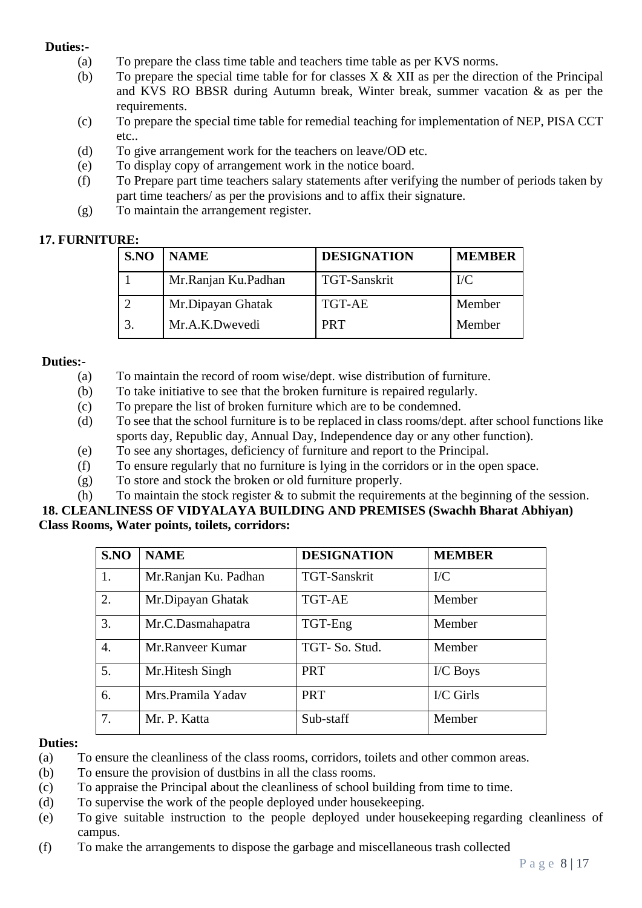**Duties:-**

(a) To prepare the class time table and teachers time table as per KVS norms.
(b) To prepare the special time table for for classes X & XII as per the direction of the Principal and KVS RO BBSR during Autumn break, Winter break, summer vacation & as per the requirements.
(c) To prepare the special time table for remedial teaching for implementation of NEP, PISA CCT etc..
(d) To give arrangement work for the teachers on leave/OD etc.
(e) To display copy of arrangement work in the notice board.
(f) To Prepare part time teachers salary statements after verifying the number of periods taken by part time teachers/ as per the provisions and to affix their signature.
(g) To maintain the arrangement register.

**17. FURNITURE:**

| S.NO | NAME | DESIGNATION | MEMBER |
|---|---|---|---|
| 1 | Mr.Ranjan Ku.Padhan | TGT-Sanskrit | I/C |
| 2 | Mr.Dipayan Ghatak | TGT-AE | Member |
| 3. | Mr.A.K.Dwevedi | PRT | Member |

**Duties:-**

(a) To maintain the record of room wise/dept. wise distribution of furniture.
(b) To take initiative to see that the broken furniture is repaired regularly.
(c) To prepare the list of broken furniture which are to be condemned.
(d) To see that the school furniture is to be replaced in class rooms/dept. after school functions like sports day, Republic day, Annual Day, Independence day or any other function).
(e) To see any shortages, deficiency of furniture and report to the Principal.
(f) To ensure regularly that no furniture is lying in the corridors or in the open space.
(g) To store and stock the broken or old furniture properly.
(h) To maintain the stock register & to submit the requirements at the beginning of the session.

**18. CLEANLINESS OF VIDYALAYA BUILDING AND PREMISES (Swachh Bharat Abhiyan) Class Rooms, Water points, toilets, corridors:**

| S.NO | NAME | DESIGNATION | MEMBER |
|---|---|---|---|
| 1. | Mr.Ranjan Ku. Padhan | TGT-Sanskrit | I/C |
| 2. | Mr.Dipayan Ghatak | TGT-AE | Member |
| 3. | Mr.C.Dasmahapatra | TGT-Eng | Member |
| 4. | Mr.Ranveer Kumar | TGT- So. Stud. | Member |
| 5. | Mr.Hitesh Singh | PRT | I/C Boys |
| 6. | Mrs.Pramila Yadav | PRT | I/C Girls |
| 7. | Mr. P. Katta | Sub-staff | Member |

**Duties:**

(a) To ensure the cleanliness of the class rooms, corridors, toilets and other common areas.
(b) To ensure the provision of dustbins in all the class rooms.
(c) To appraise the Principal about the cleanliness of school building from time to time.
(d) To supervise the work of the people deployed under housekeeping.
(e) To give suitable instruction to the people deployed under housekeeping regarding cleanliness of campus.
(f) To make the arrangements to dispose the garbage and miscellaneous trash collected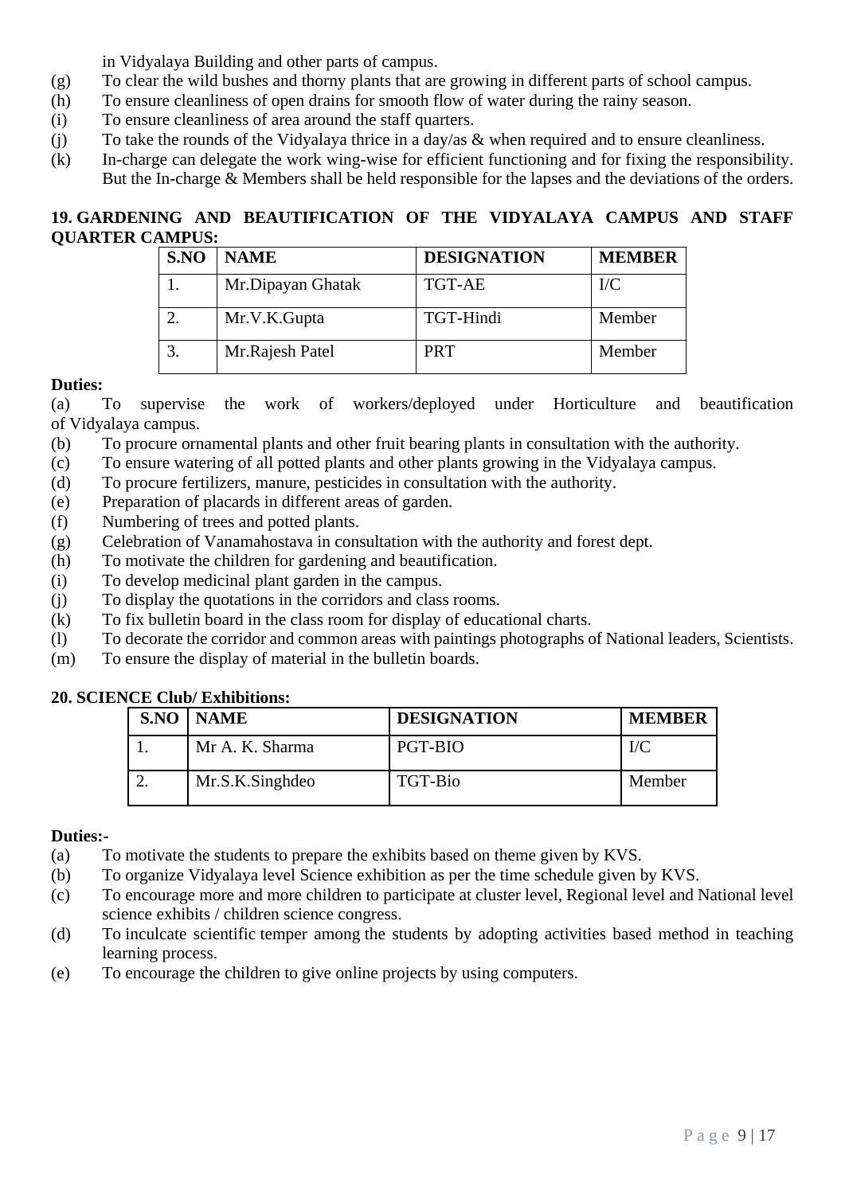in Vidyalaya Building and other parts of campus.

(g) To clear the wild bushes and thorny plants that are growing in different parts of school campus.

(h) To ensure cleanliness of open drains for smooth flow of water during the rainy season.

(i) To ensure cleanliness of area around the staff quarters.

(j) To take the rounds of the Vidyalaya thrice in a day/as & when required and to ensure cleanliness.

(k) In-charge can delegate the work wing-wise for efficient functioning and for fixing the responsibility. But the In-charge & Members shall be held responsible for the lapses and the deviations of the orders.

**19. GARDENING AND BEAUTIFICATION OF THE VIDYALAYA CAMPUS AND STAFF QUARTER CAMPUS:**

| S.NO | NAME | DESIGNATION | MEMBER |
|---|---|---|---|
| 1. | Mr.Dipayan Ghatak | TGT-AE | I/C |
| 2. | Mr.V.K.Gupta | TGT-Hindi | Member |
| 3. | Mr.Rajesh Patel | PRT | Member |

**Duties:**

(a) To supervise the work of workers/deployed under Horticulture and beautification of Vidyalaya campus.

(b) To procure ornamental plants and other fruit bearing plants in consultation with the authority.

(c) To ensure watering of all potted plants and other plants growing in the Vidyalaya campus.

(d) To procure fertilizers, manure, pesticides in consultation with the authority.

(e) Preparation of placards in different areas of garden.

(f) Numbering of trees and potted plants.

(g) Celebration of Vanamahostava in consultation with the authority and forest dept.

(h) To motivate the children for gardening and beautification.

(i) To develop medicinal plant garden in the campus.

(j) To display the quotations in the corridors and class rooms.

(k) To fix bulletin board in the class room for display of educational charts.

(l) To decorate the corridor and common areas with paintings photographs of National leaders, Scientists.

(m) To ensure the display of material in the bulletin boards.

**20. SCIENCE Club/ Exhibitions:**

| S.NO | NAME | DESIGNATION | MEMBER |
|---|---|---|---|
| 1. | Mr A. K. Sharma | PGT-BIO | I/C |
| 2. | Mr.S.K.Singhdeo | TGT-Bio | Member |

**Duties:-**

(a) To motivate the students to prepare the exhibits based on theme given by KVS.

(b) To organize Vidyalaya level Science exhibition as per the time schedule given by KVS.

(c) To encourage more and more children to participate at cluster level, Regional level and National level science exhibits / children science congress.

(d) To inculcate scientific temper among the students by adopting activities based method in teaching learning process.

(e) To encourage the children to give online projects by using computers.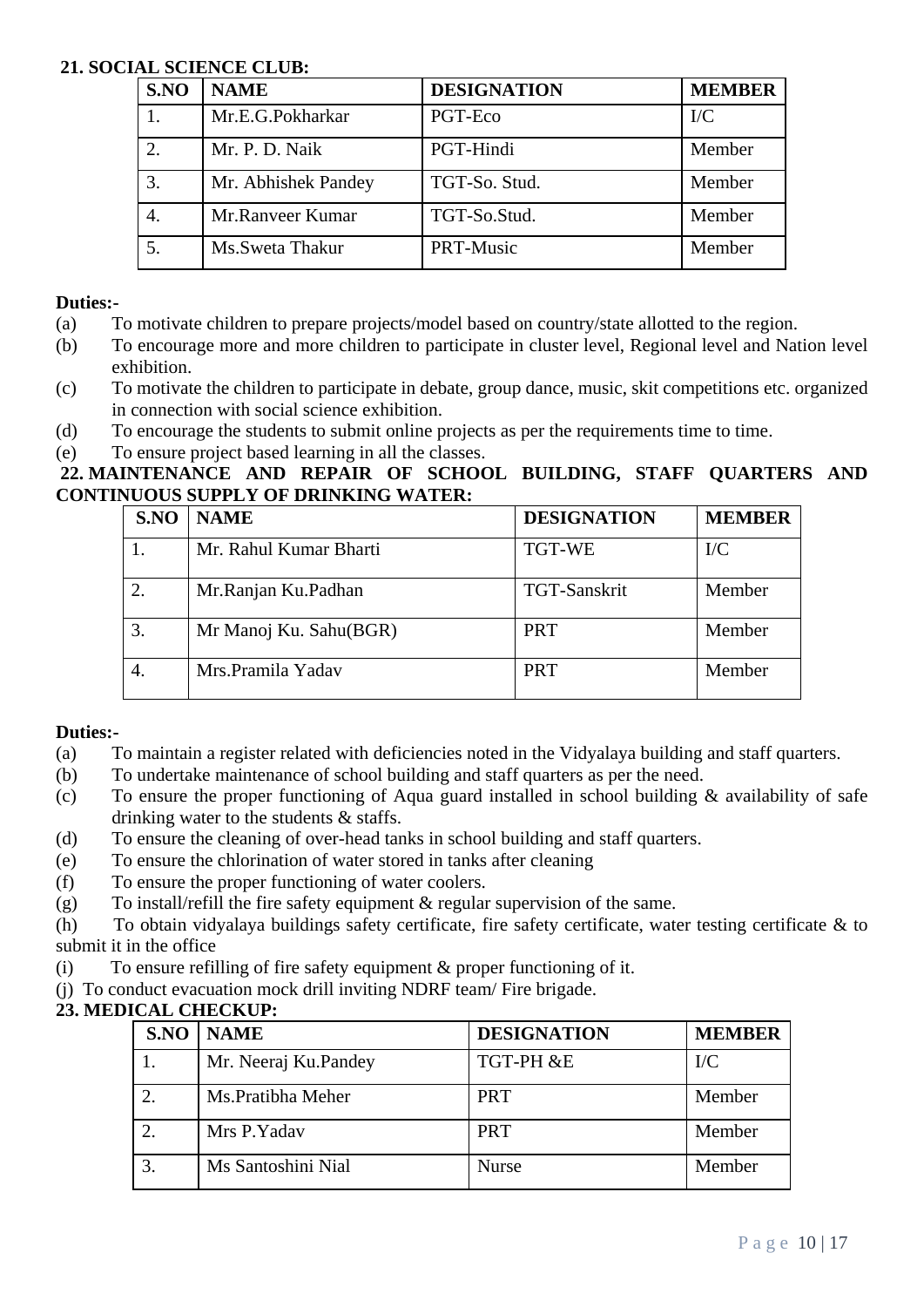**21. SOCIAL SCIENCE CLUB:**

| S.NO | NAME | DESIGNATION | MEMBER |
|---|---|---|---|
| 1. | Mr.E.G.Pokharkar | PGT-Eco | I/C |
| 2. | Mr. P. D. Naik | PGT-Hindi | Member |
| 3. | Mr. Abhishek Pandey | TGT-So. Stud. | Member |
| 4. | Mr.Ranveer Kumar | TGT-So.Stud. | Member |
| 5. | Ms.Sweta Thakur | PRT-Music | Member |

**Duties:-**

(a) To motivate children to prepare projects/model based on country/state allotted to the region.

(b) To encourage more and more children to participate in cluster level, Regional level and Nation level exhibition.

(c) To motivate the children to participate in debate, group dance, music, skit competitions etc. organized in connection with social science exhibition.

(d) To encourage the students to submit online projects as per the requirements time to time.

(e) To ensure project based learning in all the classes.

**22. MAINTENANCE AND REPAIR OF SCHOOL BUILDING, STAFF QUARTERS AND CONTINUOUS SUPPLY OF DRINKING WATER:**

| S.NO | NAME | DESIGNATION | MEMBER |
|---|---|---|---|
| 1. | Mr. Rahul Kumar Bharti | TGT-WE | I/C |
| 2. | Mr.Ranjan Ku.Padhan | TGT-Sanskrit | Member |
| 3. | Mr Manoj Ku. Sahu(BGR) | PRT | Member |
| 4. | Mrs.Pramila Yadav | PRT | Member |

**Duties:-**

(a) To maintain a register related with deficiencies noted in the Vidyalaya building and staff quarters.

(b) To undertake maintenance of school building and staff quarters as per the need.

(c) To ensure the proper functioning of Aqua guard installed in school building & availability of safe drinking water to the students & staffs.

(d) To ensure the cleaning of over-head tanks in school building and staff quarters.

(e) To ensure the chlorination of water stored in tanks after cleaning

(f) To ensure the proper functioning of water coolers.

(g) To install/refill the fire safety equipment & regular supervision of the same.

(h) To obtain vidyalaya buildings safety certificate, fire safety certificate, water testing certificate & to submit it in the office

(i) To ensure refilling of fire safety equipment & proper functioning of it.

(j) To conduct evacuation mock drill inviting NDRF team/ Fire brigade.

**23. MEDICAL CHECKUP:**

| S.NO | NAME | DESIGNATION | MEMBER |
|---|---|---|---|
| 1. | Mr. Neeraj Ku.Pandey | TGT-PH &E | I/C |
| 2. | Ms.Pratibha Meher | PRT | Member |
| 2. | Mrs P.Yadav | PRT | Member |
| 3. | Ms Santoshini Nial | Nurse | Member |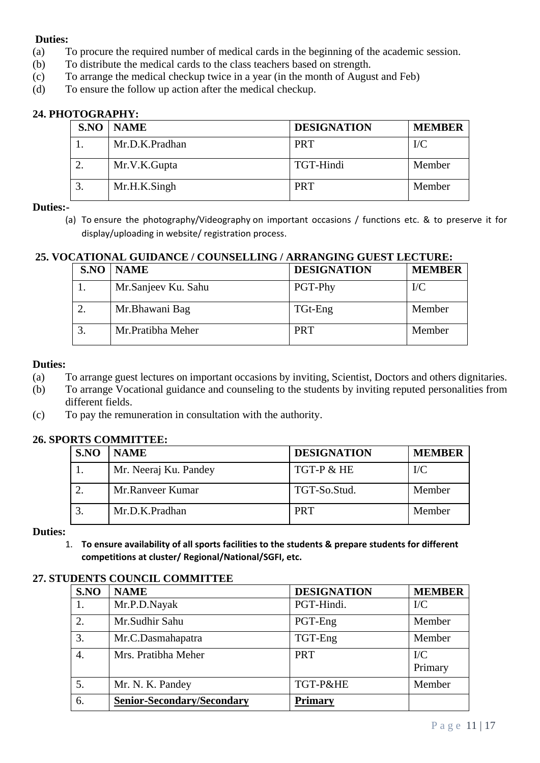**Duties:**

(a) To procure the required number of medical cards in the beginning of the academic session.
(b) To distribute the medical cards to the class teachers based on strength.
(c) To arrange the medical checkup twice in a year (in the month of August and Feb)
(d) To ensure the follow up action after the medical checkup.

### 24. PHOTOGRAPHY:

| S.NO | NAME | DESIGNATION | MEMBER |
|---|---|---|---|
| 1. | Mr.D.K.Pradhan | PRT | I/C |
| 2. | Mr.V.K.Gupta | TGT-Hindi | Member |
| 3. | Mr.H.K.Singh | PRT | Member |

**Duties:-**

(a) To ensure the photography/Videography on important occasions / functions etc. & to preserve it for display/uploading in website/ registration process.

### 25. VOCATIONAL GUIDANCE / COUNSELLING / ARRANGING GUEST LECTURE:

| S.NO | NAME | DESIGNATION | MEMBER |
|---|---|---|---|
| 1. | Mr.Sanjeev Ku. Sahu | PGT-Phy | I/C |
| 2. | Mr.Bhawani Bag | TGt-Eng | Member |
| 3. | Mr.Pratibha Meher | PRT | Member |

**Duties:**

(a) To arrange guest lectures on important occasions by inviting, Scientist, Doctors and others dignitaries.
(b) To arrange Vocational guidance and counseling to the students by inviting reputed personalities from different fields.
(c) To pay the remuneration in consultation with the authority.

### 26. SPORTS COMMITTEE:

| S.NO | NAME | DESIGNATION | MEMBER |
|---|---|---|---|
| 1. | Mr. Neeraj Ku. Pandey | TGT-P & HE | I/C |
| 2. | Mr.Ranveer Kumar | TGT-So.Stud. | Member |
| 3. | Mr.D.K.Pradhan | PRT | Member |

**Duties:**

1. **To ensure availability of all sports facilities to the students & prepare students for different competitions at cluster/ Regional/National/SGFI, etc.**

### 27. STUDENTS COUNCIL COMMITTEE

| S.NO | NAME | DESIGNATION | MEMBER |
|---|---|---|---|
| 1. | Mr.P.D.Nayak | PGT-Hindi. | I/C |
| 2. | Mr.Sudhir Sahu | PGT-Eng | Member |
| 3. | Mr.C.Dasmahapatra | TGT-Eng | Member |
| 4. | Mrs. Pratibha Meher | PRT | I/C Primary |
| 5. | Mr. N. K. Pandey | TGT-P&HE | Member |
| 6. | **Senior-Secondary/Secondary** | **Primary** | |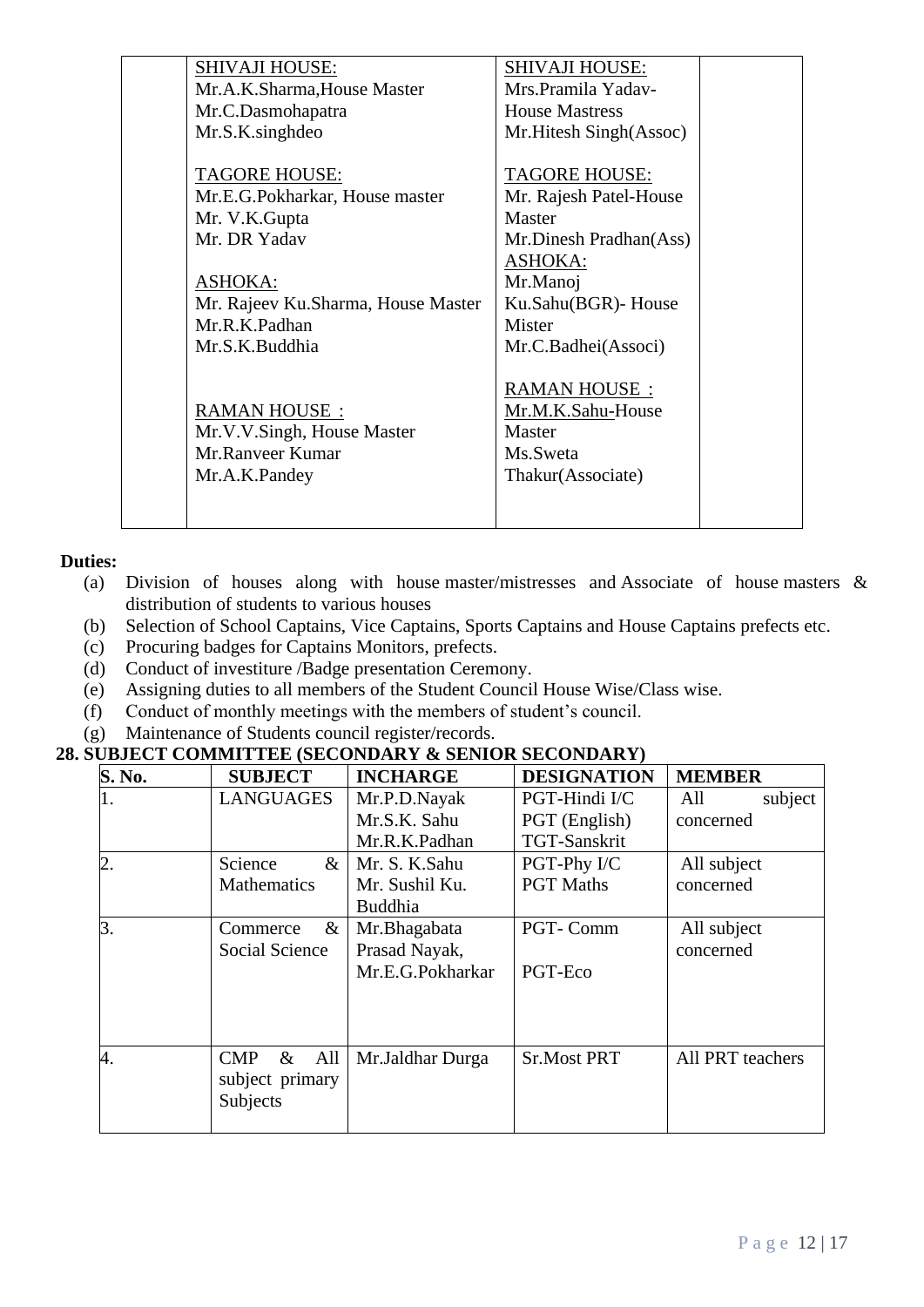| | | | |
|---|---|---|---|
| | SHIVAJI HOUSE:<br>Mr.A.K.Sharma,House Master<br>Mr.C.Dasmohapatra<br>Mr.S.K.singhdeo<br><br>TAGORE HOUSE:<br>Mr.E.G.Pokharkar, House master<br>Mr. V.K.Gupta<br>Mr. DR Yadav<br><br>ASHOKA:<br>Mr. Rajeev Ku.Sharma, House Master<br>Mr.R.K.Padhan<br>Mr.S.K.Buddhia<br><br>RAMAN HOUSE :<br>Mr.V.V.Singh, House Master<br>Mr.Ranveer Kumar<br>Mr.A.K.Pandey | SHIVAJI HOUSE:<br>Mrs.Pramila Yadav-House Mastress<br>Mr.Hitesh Singh(Assoc)<br><br>TAGORE HOUSE:<br>Mr. Rajesh Patel-House Master<br>Mr.Dinesh Pradhan(Ass)<br>ASHOKA:<br>Mr.Manoj Ku.Sahu(BGR)- House Mister<br>Mr.C.Badhei(Associ)<br><br>RAMAN HOUSE :<br>Mr.M.K.Sahu-House Master<br>Ms.Sweta Thakur(Associate) | |

**Duties:**

(a) Division of houses along with house master/mistresses and Associate of house masters & distribution of students to various houses
(b) Selection of School Captains, Vice Captains, Sports Captains and House Captains prefects etc.
(c) Procuring badges for Captains Monitors, prefects.
(d) Conduct of investiture /Badge presentation Ceremony.
(e) Assigning duties to all members of the Student Council House Wise/Class wise.
(f) Conduct of monthly meetings with the members of student's council.
(g) Maintenance of Students council register/records.

**28. SUBJECT COMMITTEE (SECONDARY & SENIOR SECONDARY)**

| S. No. | SUBJECT | INCHARGE | DESIGNATION | MEMBER |
|---|---|---|---|---|
| 1. | LANGUAGES | Mr.P.D.Nayak<br>Mr.S.K. Sahu<br>Mr.R.K.Padhan | PGT-Hindi I/C<br>PGT (English)<br>TGT-Sanskrit | All subject concerned |
| 2. | Science & Mathematics | Mr. S. K.Sahu<br>Mr. Sushil Ku. Buddhia | PGT-Phy I/C<br>PGT Maths | All subject concerned |
| 3. | Commerce & Social Science | Mr.Bhagabata Prasad Nayak,<br>Mr.E.G.Pokharkar | PGT- Comm<br>PGT-Eco | All subject concerned |
| 4. | CMP & All subject primary Subjects | Mr.Jaldhar Durga | Sr.Most PRT | All PRT teachers |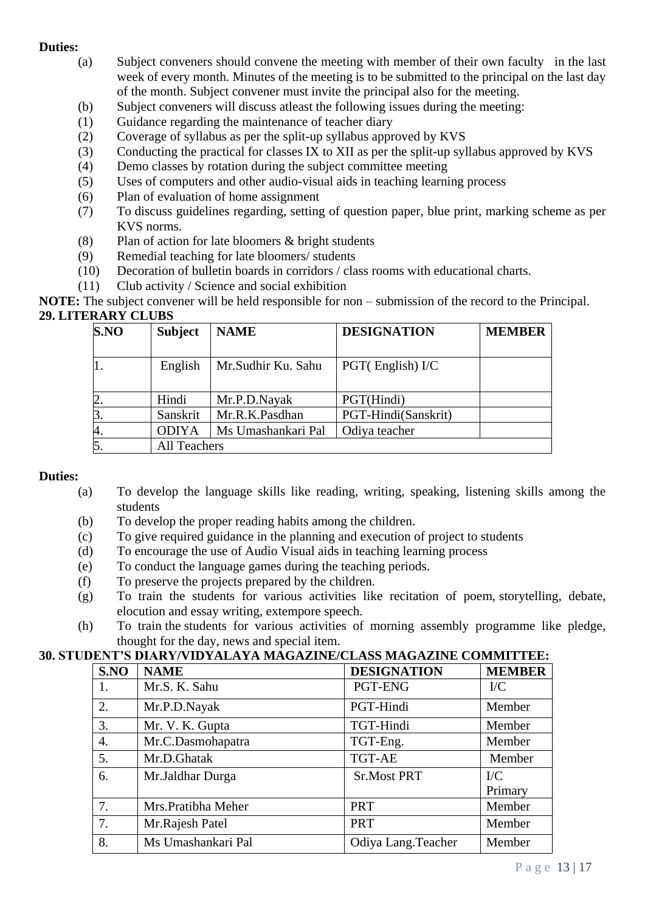**Duties:**

(a) Subject conveners should convene the meeting with member of their own faculty in the last week of every month. Minutes of the meeting is to be submitted to the principal on the last day of the month. Subject convener must invite the principal also for the meeting.

(b) Subject conveners will discuss atleast the following issues during the meeting:

(1) Guidance regarding the maintenance of teacher diary

(2) Coverage of syllabus as per the split-up syllabus approved by KVS

(3) Conducting the practical for classes IX to XII as per the split-up syllabus approved by KVS

(4) Demo classes by rotation during the subject committee meeting

(5) Uses of computers and other audio-visual aids in teaching learning process

(6) Plan of evaluation of home assignment

(7) To discuss guidelines regarding, setting of question paper, blue print, marking scheme as per KVS norms.

(8) Plan of action for late bloomers & bright students

(9) Remedial teaching for late bloomers/ students

(10) Decoration of bulletin boards in corridors / class rooms with educational charts.

(11) Club activity / Science and social exhibition

**NOTE:** The subject convener will be held responsible for non – submission of the record to the Principal.

**29. LITERARY CLUBS**

| S.NO | Subject | NAME | DESIGNATION | MEMBER |
|---|---|---|---|---|
| 1. | English | Mr.Sudhir Ku. Sahu | PGT( English) I/C | |
| 2. | Hindi | Mr.P.D.Nayak | PGT(Hindi) | |
| 3. | Sanskrit | Mr.R.K.Pasdhan | PGT-Hindi(Sanskrit) | |
| 4. | ODIYA | Ms Umashankari Pal | Odiya teacher | |
| 5. | All Teachers | | | |

**Duties:**

(a) To develop the language skills like reading, writing, speaking, listening skills among the students

(b) To develop the proper reading habits among the children.

(c) To give required guidance in the planning and execution of project to students

(d) To encourage the use of Audio Visual aids in teaching learning process

(e) To conduct the language games during the teaching periods.

(f) To preserve the projects prepared by the children.

(g) To train the students for various activities like recitation of poem, storytelling, debate, elocution and essay writing, extempore speech.

(h) To train the students for various activities of morning assembly programme like pledge, thought for the day, news and special item.

**30. STUDENT'S DIARY/VIDYALAYA MAGAZINE/CLASS MAGAZINE COMMITTEE:**

| S.NO | NAME | DESIGNATION | MEMBER |
|---|---|---|---|
| 1. | Mr.S. K. Sahu | PGT-ENG | I/C |
| 2. | Mr.P.D.Nayak | PGT-Hindi | Member |
| 3. | Mr. V. K. Gupta | TGT-Hindi | Member |
| 4. | Mr.C.Dasmohapatra | TGT-Eng. | Member |
| 5. | Mr.D.Ghatak | TGT-AE | Member |
| 6. | Mr.Jaldhar Durga | Sr.Most PRT | I/C Primary |
| 7. | Mrs.Pratibha Meher | PRT | Member |
| 7. | Mr.Rajesh Patel | PRT | Member |
| 8. | Ms Umashankari Pal | Odiya Lang.Teacher | Member |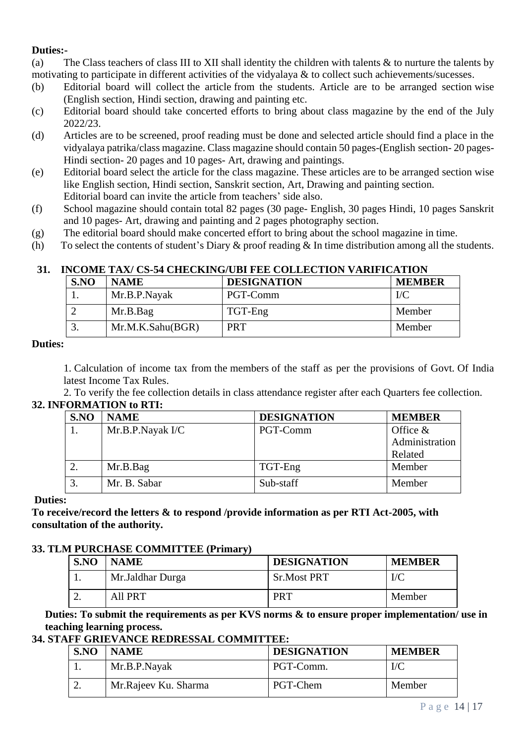**Duties:-**

(a) The Class teachers of class III to XII shall identity the children with talents & to nurture the talents by motivating to participate in different activities of the vidyalaya & to collect such achievements/sucesses.

(b) Editorial board will collect the article from the students. Article are to be arranged section wise (English section, Hindi section, drawing and painting etc.

(c) Editorial board should take concerted efforts to bring about class magazine by the end of the July 2022/23.

(d) Articles are to be screened, proof reading must be done and selected article should find a place in the vidyalaya patrika/class magazine. Class magazine should contain 50 pages-(English section- 20 pages- Hindi section- 20 pages and 10 pages- Art, drawing and paintings.

(e) Editorial board select the article for the class magazine. These articles are to be arranged section wise like English section, Hindi section, Sanskrit section, Art, Drawing and painting section.
Editorial board can invite the article from teachers' side also.

(f) School magazine should contain total 82 pages (30 page- English, 30 pages Hindi, 10 pages Sanskrit and 10 pages- Art, drawing and painting and 2 pages photography section.

(g) The editorial board should make concerted effort to bring about the school magazine in time.

(h) To select the contents of student's Diary & proof reading & In time distribution among all the students.

## 31. INCOME TAX/ CS-54 CHECKING/UBI FEE COLLECTION VARIFICATION

| S.NO | NAME | DESIGNATION | MEMBER |
|---|---|---|---|
| 1. | Mr.B.P.Nayak | PGT-Comm | I/C |
| 2 | Mr.B.Bag | TGT-Eng | Member |
| 3. | Mr.M.K.Sahu(BGR) | PRT | Member |

**Duties:**

1. Calculation of income tax from the members of the staff as per the provisions of Govt. Of India latest Income Tax Rules.
2. To verify the fee collection details in class attendance register after each Quarters fee collection.

## 32. INFORMATION to RTI:

| S.NO | NAME | DESIGNATION | MEMBER |
|---|---|---|---|
| 1. | Mr.B.P.Nayak I/C | PGT-Comm | Office & Administration Related |
| 2. | Mr.B.Bag | TGT-Eng | Member |
| 3. | Mr. B. Sabar | Sub-staff | Member |

**Duties:**

**To receive/record the letters & to respond /provide information as per RTI Act-2005, with consultation of the authority.**

## 33. TLM PURCHASE COMMITTEE (Primary)

| S.NO | NAME | DESIGNATION | MEMBER |
|---|---|---|---|
| 1. | Mr.Jaldhar Durga | Sr.Most PRT | I/C |
| 2. | All PRT | PRT | Member |

**Duties: To submit the requirements as per KVS norms & to ensure proper implementation/ use in teaching learning process.**

## 34. STAFF GRIEVANCE REDRESSAL COMMITTEE:

| S.NO | NAME | DESIGNATION | MEMBER |
|---|---|---|---|
| 1. | Mr.B.P.Nayak | PGT-Comm. | I/C |
| 2. | Mr.Rajeev Ku. Sharma | PGT-Chem | Member |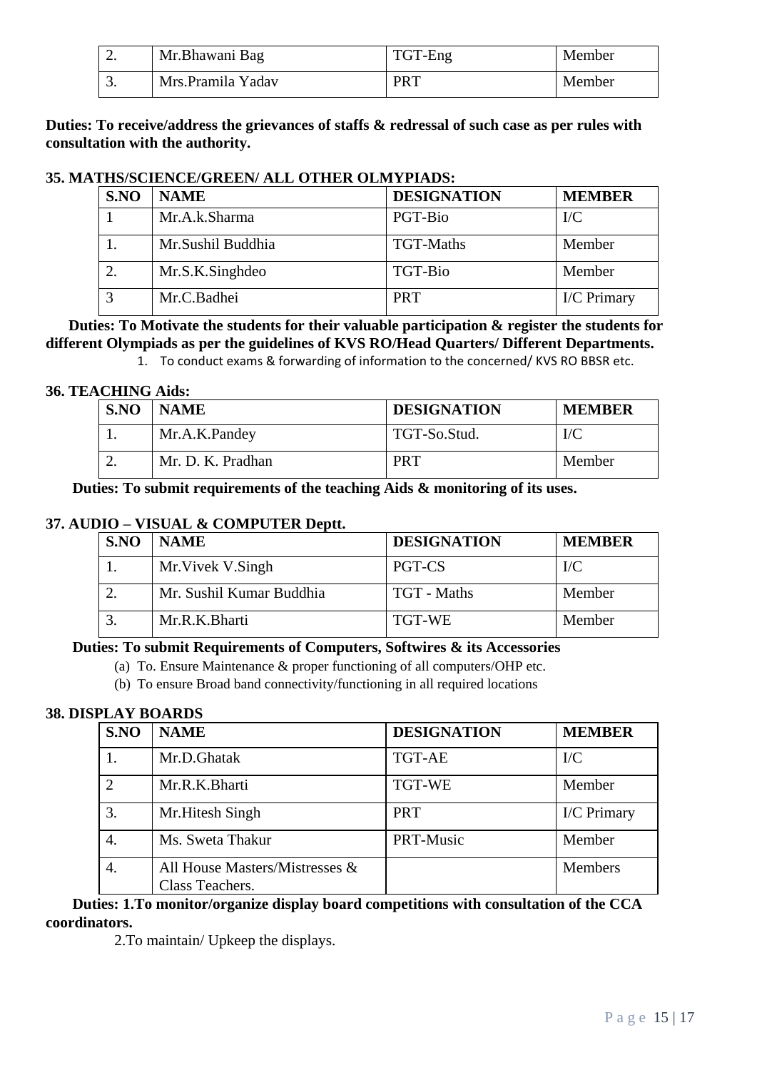| 2. | Mr.Bhawani Bag | TGT-Eng | Member |
|---|---|---|---|
| 3. | Mrs.Pramila Yadav | PRT | Member |

**Duties: To receive/address the grievances of staffs & redressal of such case as per rules with consultation with the authority.**

### 35. MATHS/SCIENCE/GREEN/ ALL OTHER OLMYPIADS:

| S.NO | NAME | DESIGNATION | MEMBER |
|---|---|---|---|
| 1 | Mr.A.k.Sharma | PGT-Bio | I/C |
| 1. | Mr.Sushil Buddhia | TGT-Maths | Member |
| 2. | Mr.S.K.Singhdeo | TGT-Bio | Member |
| 3 | Mr.C.Badhei | PRT | I/C Primary |

**Duties: To Motivate the students for their valuable participation & register the students for different Olympiads as per the guidelines of KVS RO/Head Quarters/ Different Departments.**

1. To conduct exams & forwarding of information to the concerned/ KVS RO BBSR etc.

### 36. TEACHING Aids:

| S.NO | NAME | DESIGNATION | MEMBER |
|---|---|---|---|
| 1. | Mr.A.K.Pandey | TGT-So.Stud. | I/C |
| 2. | Mr. D. K. Pradhan | PRT | Member |

**Duties: To submit requirements of the teaching Aids & monitoring of its uses.**

### 37. AUDIO – VISUAL & COMPUTER Deptt.

| S.NO | NAME | DESIGNATION | MEMBER |
|---|---|---|---|
| 1. | Mr.Vivek V.Singh | PGT-CS | I/C |
| 2. | Mr. Sushil Kumar Buddhia | TGT - Maths | Member |
| 3. | Mr.R.K.Bharti | TGT-WE | Member |

**Duties: To submit Requirements of Computers, Softwires & its Accessories**

(a) To. Ensure Maintenance & proper functioning of all computers/OHP etc.
(b) To ensure Broad band connectivity/functioning in all required locations

### 38. DISPLAY BOARDS

| S.NO | NAME | DESIGNATION | MEMBER |
|---|---|---|---|
| 1. | Mr.D.Ghatak | TGT-AE | I/C |
| 2 | Mr.R.K.Bharti | TGT-WE | Member |
| 3. | Mr.Hitesh Singh | PRT | I/C Primary |
| 4. | Ms. Sweta Thakur | PRT-Music | Member |
| 4. | All House Masters/Mistresses & Class Teachers. | | Members |

**Duties: 1.To monitor/organize display board competitions with consultation of the CCA coordinators.**

2.To maintain/ Upkeep the displays.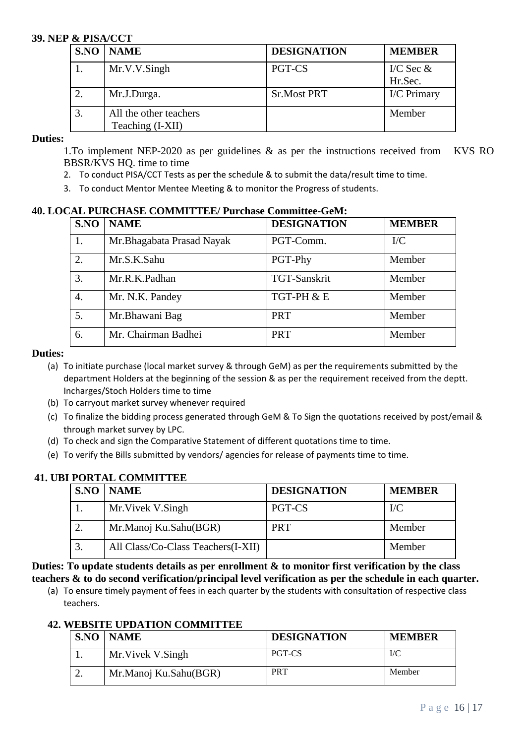**39. NEP & PISA/CCT**

| S.NO | NAME | DESIGNATION | MEMBER |
|---|---|---|---|
| 1. | Mr.V.V.Singh | PGT-CS | I/C Sec & Hr.Sec. |
| 2. | Mr.J.Durga. | Sr.Most PRT | I/C Primary |
| 3. | All the other teachers Teaching (I-XII) | | Member |

**Duties:**

1.To implement NEP-2020 as per guidelines & as per the instructions received from KVS RO BBSR/KVS HQ. time to time

2. To conduct PISA/CCT Tests as per the schedule & to submit the data/result time to time.
3. To conduct Mentor Mentee Meeting & to monitor the Progress of students.

**40. LOCAL PURCHASE COMMITTEE/ Purchase Committee-GeM:**

| S.NO | NAME | DESIGNATION | MEMBER |
|---|---|---|---|
| 1. | Mr.Bhagabata Prasad Nayak | PGT-Comm. | I/C |
| 2. | Mr.S.K.Sahu | PGT-Phy | Member |
| 3. | Mr.R.K.Padhan | TGT-Sanskrit | Member |
| 4. | Mr. N.K. Pandey | TGT-PH & E | Member |
| 5. | Mr.Bhawani Bag | PRT | Member |
| 6. | Mr. Chairman Badhei | PRT | Member |

**Duties:**

(a) To initiate purchase (local market survey & through GeM) as per the requirements submitted by the department Holders at the beginning of the session & as per the requirement received from the deptt. Incharges/Stoch Holders time to time
(b) To carryout market survey whenever required
(c) To finalize the bidding process generated through GeM & To Sign the quotations received by post/email & through market survey by LPC.
(d) To check and sign the Comparative Statement of different quotations time to time.
(e) To verify the Bills submitted by vendors/ agencies for release of payments time to time.

**41. UBI PORTAL COMMITTEE**

| S.NO | NAME | DESIGNATION | MEMBER |
|---|---|---|---|
| 1. | Mr.Vivek V.Singh | PGT-CS | I/C |
| 2. | Mr.Manoj Ku.Sahu(BGR) | PRT | Member |
| 3. | All Class/Co-Class Teachers(I-XII) | | Member |

**Duties: To update students details as per enrollment & to monitor first verification by the class teachers & to do second verification/principal level verification as per the schedule in each quarter.**

(a) To ensure timely payment of fees in each quarter by the students with consultation of respective class teachers.

**42. WEBSITE UPDATION COMMITTEE**

| S.NO | NAME | DESIGNATION | MEMBER |
|---|---|---|---|
| 1. | Mr.Vivek V.Singh | PGT-CS | I/C |
| 2. | Mr.Manoj Ku.Sahu(BGR) | PRT | Member |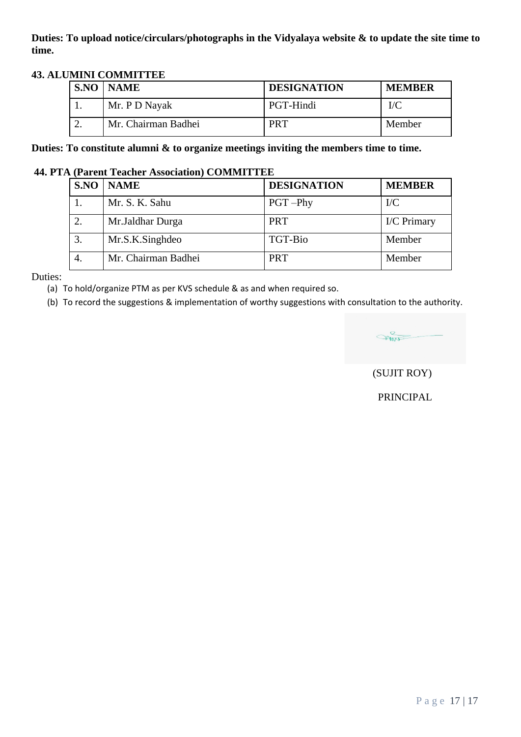**Duties: To upload notice/circulars/photographs in the Vidyalaya website & to update the site time to time.**

### 43. ALUMINI COMMITTEE

| S.NO | NAME | DESIGNATION | MEMBER |
|---|---|---|---|
| 1. | Mr. P D Nayak | PGT-Hindi | I/C |
| 2. | Mr. Chairman Badhei | PRT | Member |

**Duties: To constitute alumni & to organize meetings inviting the members time to time.**

### 44. PTA (Parent Teacher Association) COMMITTEE

| S.NO | NAME | DESIGNATION | MEMBER |
|---|---|---|---|
| 1. | Mr. S. K. Sahu | PGT –Phy | I/C |
| 2. | Mr.Jaldhar Durga | PRT | I/C Primary |
| 3. | Mr.S.K.Singhdeo | TGT-Bio | Member |
| 4. | Mr. Chairman Badhei | PRT | Member |

Duties:

(a) To hold/organize PTM as per KVS schedule & as and when required so.

(b) To record the suggestions & implementation of worthy suggestions with consultation to the authority.

(SUJIT ROY)

PRINCIPAL